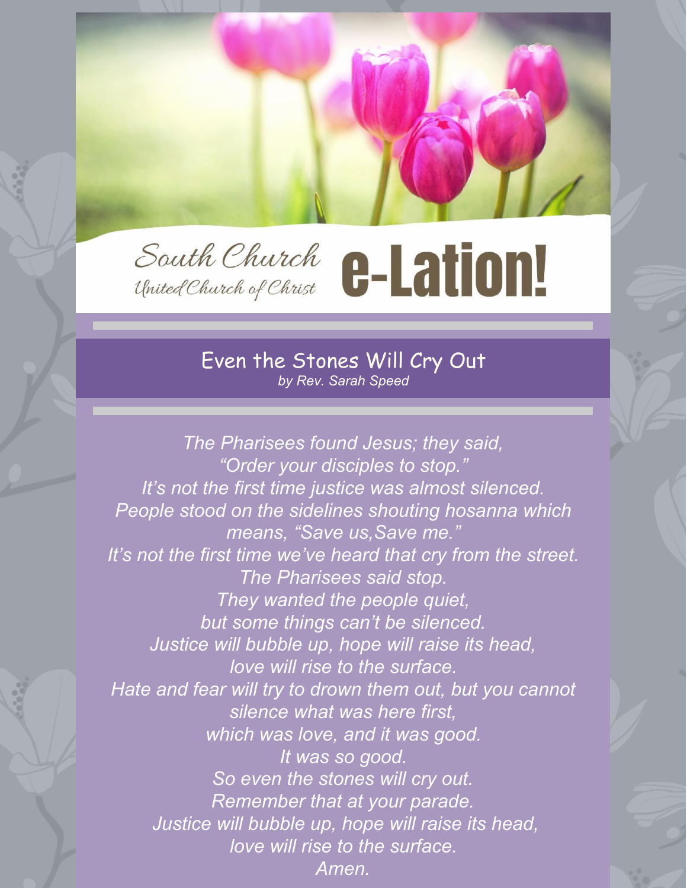# South Church United Church of Christ e-Lation!

## Even the Stones Will Cry Out

*by Rev. Sarah Speed*

*The Pharisees found Jesus; they said,*
*"Order your disciples to stop."*
*It's not the first time justice was almost silenced.*
*People stood on the sidelines shouting hosanna which means, "Save us,Save me."*
*It's not the first time we've heard that cry from the street.*
*The Pharisees said stop.*
*They wanted the people quiet,*
*but some things can't be silenced.*
*Justice will bubble up, hope will raise its head,*
*love will rise to the surface.*
*Hate and fear will try to drown them out, but you cannot silence what was here first,*
*which was love, and it was good.*
*It was so good.*
*So even the stones will cry out.*
*Remember that at your parade.*
*Justice will bubble up, hope will raise its head,*
*love will rise to the surface.*
*Amen.*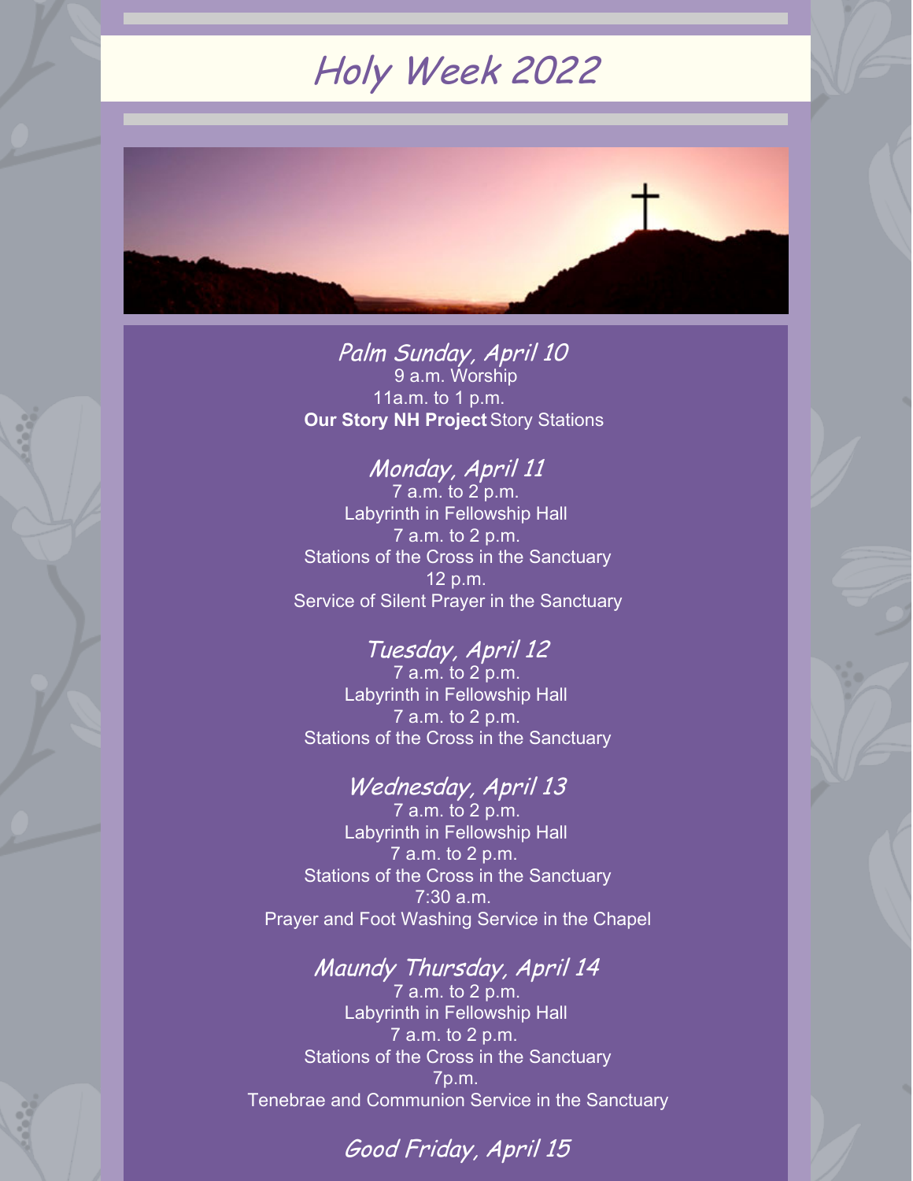# Holy Week 2022

## Palm Sunday, April 10

9 a.m. Worship

11a.m. to 1 p.m.

**Our Story NH Project** Story Stations

## Monday, April 11

7 a.m. to 2 p.m.

Labyrinth in Fellowship Hall

7 a.m. to 2 p.m.

Stations of the Cross in the Sanctuary

12 p.m.

Service of Silent Prayer in the Sanctuary

## Tuesday, April 12

7 a.m. to 2 p.m.

Labyrinth in Fellowship Hall

7 a.m. to 2 p.m.

Stations of the Cross in the Sanctuary

## Wednesday, April 13

7 a.m. to 2 p.m.

Labyrinth in Fellowship Hall

7 a.m. to 2 p.m.

Stations of the Cross in the Sanctuary

7:30 a.m.

Prayer and Foot Washing Service in the Chapel

## Maundy Thursday, April 14

7 a.m. to 2 p.m.

Labyrinth in Fellowship Hall

7 a.m. to 2 p.m.

Stations of the Cross in the Sanctuary

7p.m.

Tenebrae and Communion Service in the Sanctuary

## Good Friday, April 15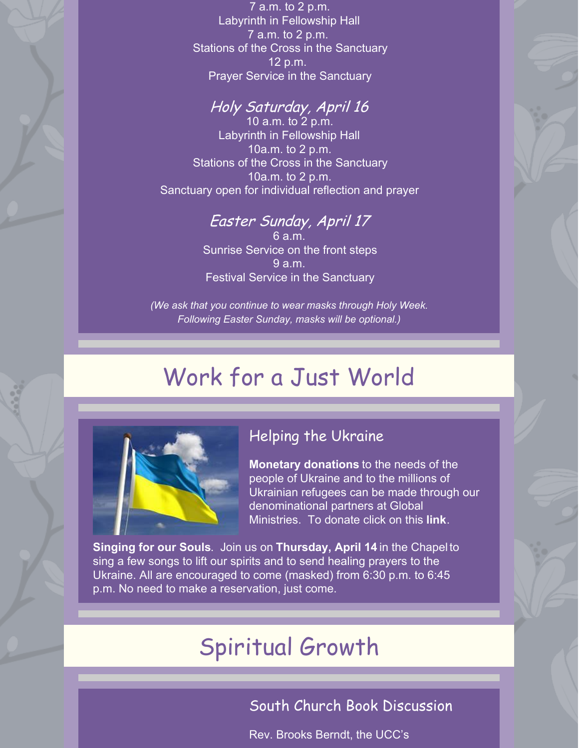7 a.m. to 2 p.m.
Labyrinth in Fellowship Hall
7 a.m. to 2 p.m.
Stations of the Cross in the Sanctuary
12 p.m.
Prayer Service in the Sanctuary

### *Holy Saturday, April 16*

10 a.m. to 2 p.m.
Labyrinth in Fellowship Hall
10a.m. to 2 p.m.
Stations of the Cross in the Sanctuary
10a.m. to 2 p.m.
Sanctuary open for individual reflection and prayer

### *Easter Sunday, April 17*

6 a.m.
Sunrise Service on the front steps
9 a.m.
Festival Service in the Sanctuary

*(We ask that you continue to wear masks through Holy Week. Following Easter Sunday, masks will be optional.)*

# Work for a Just World

### Helping the Ukraine

**Monetary donations** to the needs of the people of Ukraine and to the millions of Ukrainian refugees can be made through our denominational partners at Global Ministries. To donate click on this **link**.

**Singing for our Souls**. Join us on **Thursday, April 14** in the Chapel to sing a few songs to lift our spirits and to send healing prayers to the Ukraine. All are encouraged to come (masked) from 6:30 p.m. to 6:45 p.m. No need to make a reservation, just come.

# Spiritual Growth

### South Church Book Discussion

Rev. Brooks Berndt, the UCC's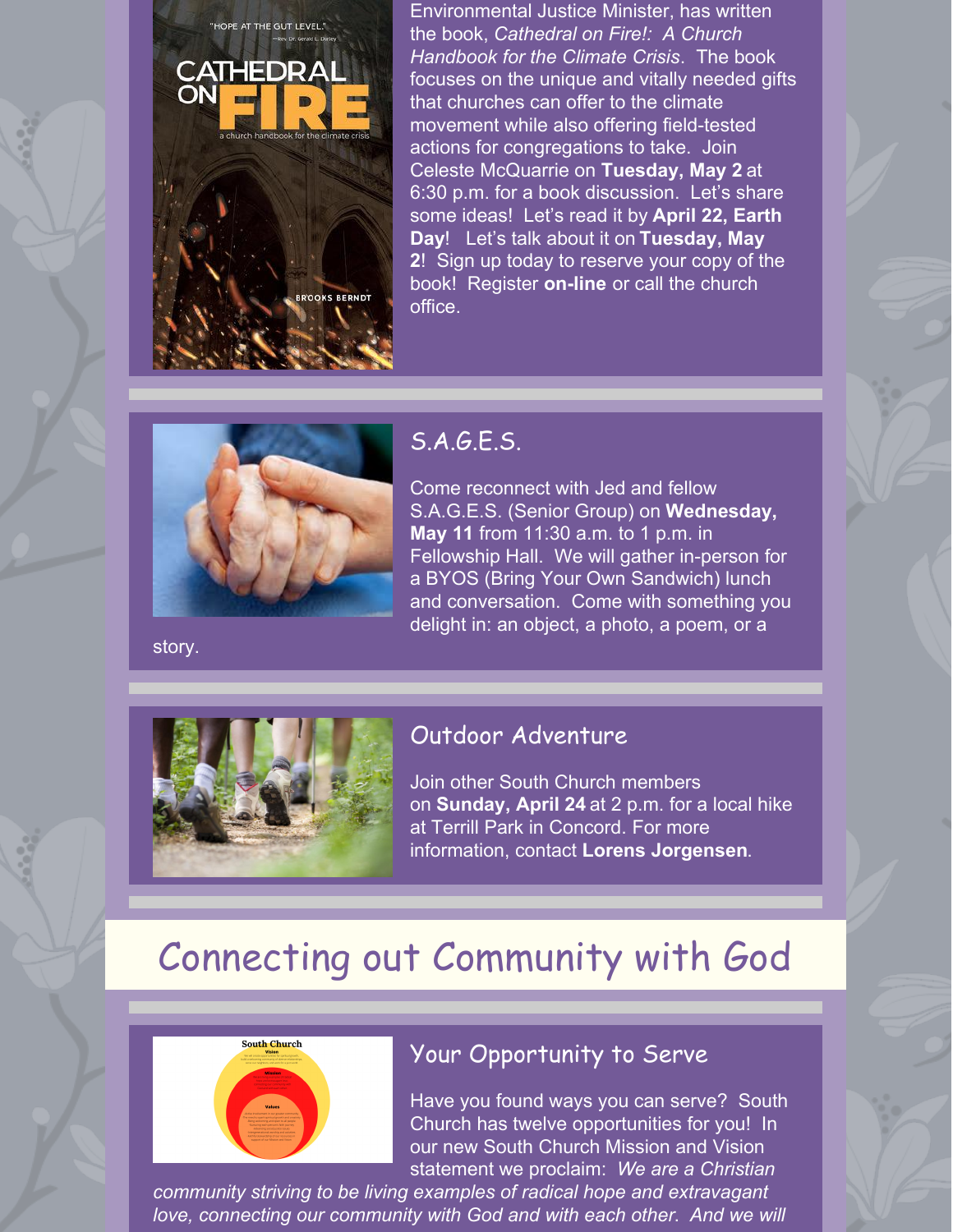Environmental Justice Minister, has written the book, *Cathedral on Fire!: A Church Handbook for the Climate Crisis*. The book focuses on the unique and vitally needed gifts that churches can offer to the climate movement while also offering field-tested actions for congregations to take. Join Celeste McQuarrie on **Tuesday, May 2** at 6:30 p.m. for a book discussion. Let's share some ideas! Let's read it by **April 22, Earth Day**! Let's talk about it on **Tuesday, May 2**! Sign up today to reserve your copy of the book! Register **on-line** or call the church office.

## S.A.G.E.S.

Come reconnect with Jed and fellow S.A.G.E.S. (Senior Group) on **Wednesday, May 11** from 11:30 a.m. to 1 p.m. in Fellowship Hall. We will gather in-person for a BYOS (Bring Your Own Sandwich) lunch and conversation. Come with something you delight in: an object, a photo, a poem, or a story.

## Outdoor Adventure

Join other South Church members on **Sunday, April 24** at 2 p.m. for a local hike at Terrill Park in Concord. For more information, contact **Lorens Jorgensen**.

# Connecting out Community with God

## Your Opportunity to Serve

Have you found ways you can serve? South Church has twelve opportunities for you! In our new South Church Mission and Vision statement we proclaim: *We are a Christian community striving to be living examples of radical hope and extravagant love, connecting our community with God and with each other. And we will*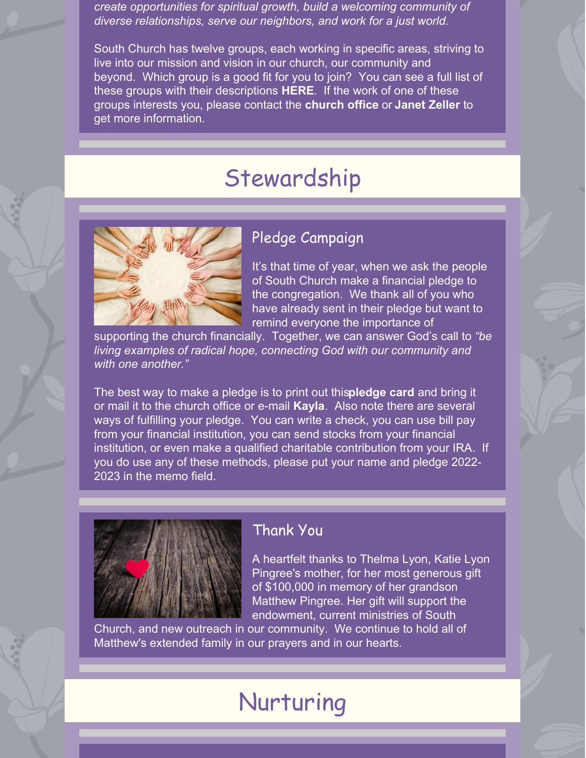*create opportunities for spiritual growth, build a welcoming community of diverse relationships, serve our neighbors, and work for a just world.*

South Church has twelve groups, each working in specific areas, striving to live into our mission and vision in our church, our community and beyond. Which group is a good fit for you to join? You can see a full list of these groups with their descriptions **HERE**. If the work of one of these groups interests you, please contact the **church office** or **Janet Zeller** to get more information.

# Stewardship

## Pledge Campaign

It's that time of year, when we ask the people of South Church make a financial pledge to the congregation. We thank all of you who have already sent in their pledge but want to remind everyone the importance of supporting the church financially. Together, we can answer God's call to *"be living examples of radical hope, connecting God with our community and with one another."*

The best way to make a pledge is to print out this**pledge card** and bring it or mail it to the church office or e-mail **Kayla**. Also note there are several ways of fulfilling your pledge. You can write a check, you can use bill pay from your financial institution, you can send stocks from your financial institution, or even make a qualified charitable contribution from your IRA. If you do use any of these methods, please put your name and pledge 2022-2023 in the memo field.

## Thank You

A heartfelt thanks to Thelma Lyon, Katie Lyon Pingree's mother, for her most generous gift of $100,000 in memory of her grandson Matthew Pingree. Her gift will support the endowment, current ministries of South Church, and new outreach in our community. We continue to hold all of Matthew's extended family in our prayers and in our hearts.

# Nurturing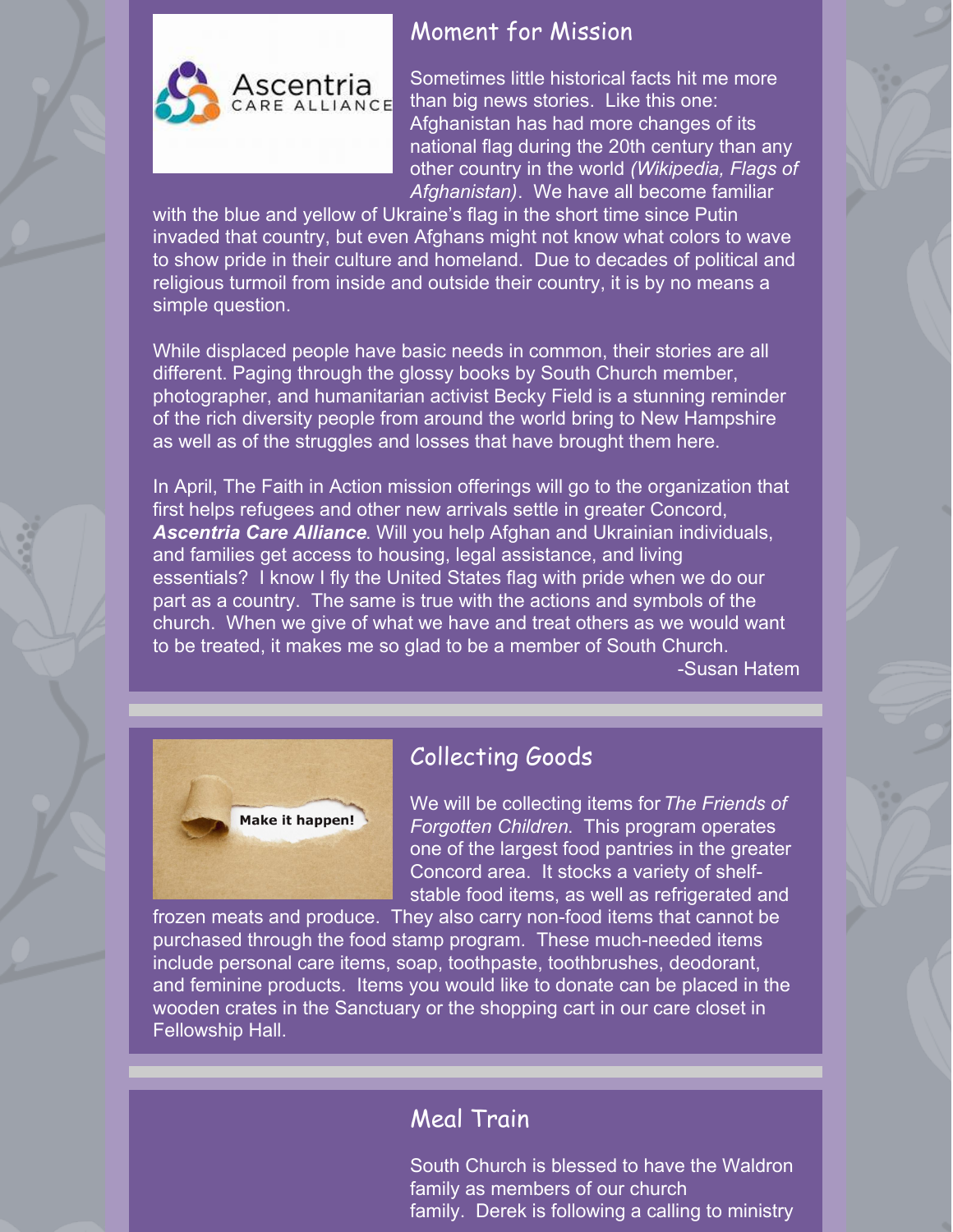## Moment for Mission

Sometimes little historical facts hit me more than big news stories. Like this one: Afghanistan has had more changes of its national flag during the 20th century than any other country in the world *(Wikipedia, Flags of Afghanistan)*. We have all become familiar with the blue and yellow of Ukraine's flag in the short time since Putin invaded that country, but even Afghans might not know what colors to wave to show pride in their culture and homeland. Due to decades of political and religious turmoil from inside and outside their country, it is by no means a simple question.

While displaced people have basic needs in common, their stories are all different. Paging through the glossy books by South Church member, photographer, and humanitarian activist Becky Field is a stunning reminder of the rich diversity people from around the world bring to New Hampshire as well as of the struggles and losses that have brought them here.

In April, The Faith in Action mission offerings will go to the organization that first helps refugees and other new arrivals settle in greater Concord, ***Ascentria Care Alliance***. Will you help Afghan and Ukrainian individuals, and families get access to housing, legal assistance, and living essentials? I know I fly the United States flag with pride when we do our part as a country. The same is true with the actions and symbols of the church. When we give of what we have and treat others as we would want to be treated, it makes me so glad to be a member of South Church.

-Susan Hatem

## Collecting Goods

We will be collecting items for *The Friends of Forgotten Children*. This program operates one of the largest food pantries in the greater Concord area. It stocks a variety of shelf-stable food items, as well as refrigerated and frozen meats and produce. They also carry non-food items that cannot be purchased through the food stamp program. These much-needed items include personal care items, soap, toothpaste, toothbrushes, deodorant, and feminine products. Items you would like to donate can be placed in the wooden crates in the Sanctuary or the shopping cart in our care closet in Fellowship Hall.

## Meal Train

South Church is blessed to have the Waldron family as members of our church family. Derek is following a calling to ministry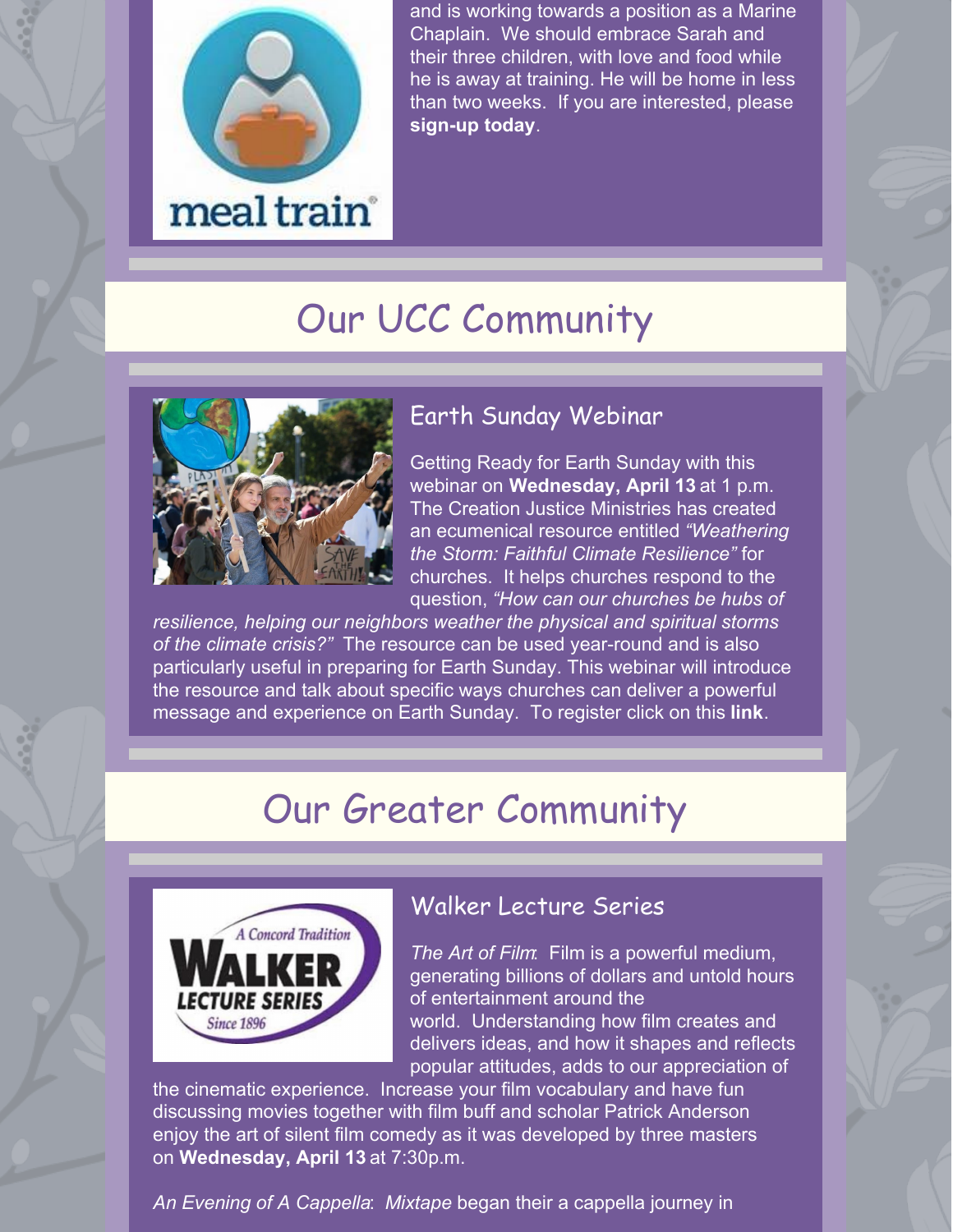and is working towards a position as a Marine Chaplain. We should embrace Sarah and their three children, with love and food while he is away at training. He will be home in less than two weeks. If you are interested, please **sign-up today**.

# Our UCC Community

## Earth Sunday Webinar

Getting Ready for Earth Sunday with this webinar on **Wednesday, April 13** at 1 p.m. The Creation Justice Ministries has created an ecumenical resource entitled *"Weathering the Storm: Faithful Climate Resilience"* for churches. It helps churches respond to the question, *"How can our churches be hubs of resilience, helping our neighbors weather the physical and spiritual storms of the climate crisis?"* The resource can be used year-round and is also particularly useful in preparing for Earth Sunday. This webinar will introduce the resource and talk about specific ways churches can deliver a powerful message and experience on Earth Sunday. To register click on this **link**.

# Our Greater Community

## Walker Lecture Series

*The Art of Film*: Film is a powerful medium, generating billions of dollars and untold hours of entertainment around the world. Understanding how film creates and delivers ideas, and how it shapes and reflects popular attitudes, adds to our appreciation of the cinematic experience. Increase your film vocabulary and have fun discussing movies together with film buff and scholar Patrick Anderson enjoy the art of silent film comedy as it was developed by three masters on **Wednesday, April 13** at 7:30p.m.

*An Evening of A Cappella*: *Mixtape* began their a cappella journey in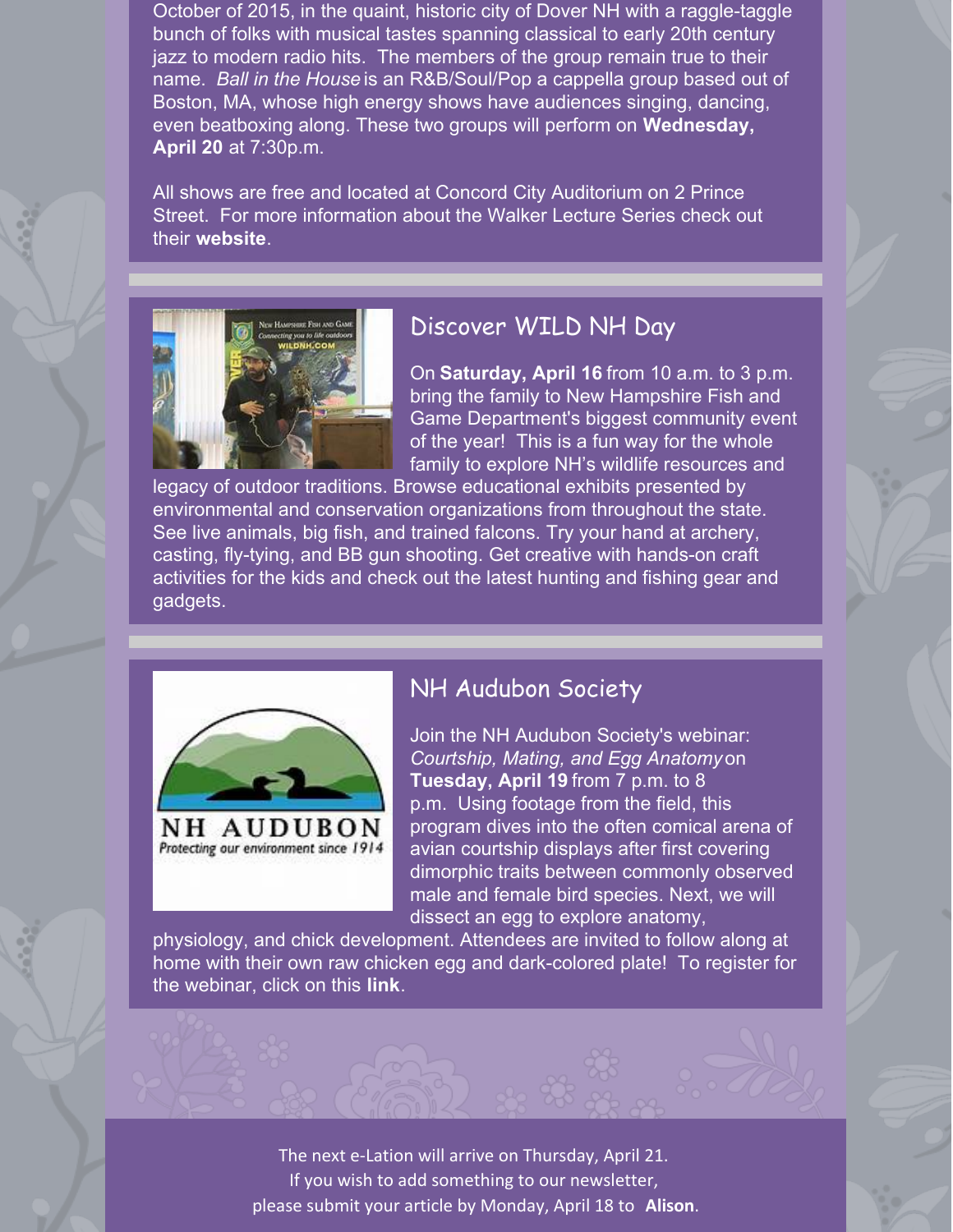October of 2015, in the quaint, historic city of Dover NH with a raggle-taggle bunch of folks with musical tastes spanning classical to early 20th century jazz to modern radio hits. The members of the group remain true to their name. *Ball in the House* is an R&B/Soul/Pop a cappella group based out of Boston, MA, whose high energy shows have audiences singing, dancing, even beatboxing along. These two groups will perform on **Wednesday, April 20** at 7:30p.m.

All shows are free and located at Concord City Auditorium on 2 Prince Street. For more information about the Walker Lecture Series check out their **website**.

## Discover WILD NH Day

On **Saturday, April 16** from 10 a.m. to 3 p.m. bring the family to New Hampshire Fish and Game Department's biggest community event of the year! This is a fun way for the whole family to explore NH's wildlife resources and legacy of outdoor traditions. Browse educational exhibits presented by environmental and conservation organizations from throughout the state. See live animals, big fish, and trained falcons. Try your hand at archery, casting, fly-tying, and BB gun shooting. Get creative with hands-on craft activities for the kids and check out the latest hunting and fishing gear and gadgets.

## NH Audubon Society

Join the NH Audubon Society's webinar: *Courtship, Mating, and Egg Anatomy* on **Tuesday, April 19** from 7 p.m. to 8 p.m. Using footage from the field, this program dives into the often comical arena of avian courtship displays after first covering dimorphic traits between commonly observed male and female bird species. Next, we will dissect an egg to explore anatomy, physiology, and chick development. Attendees are invited to follow along at home with their own raw chicken egg and dark-colored plate! To register for the webinar, click on this **link**.

The next e-Lation will arrive on Thursday, April 21.
If you wish to add something to our newsletter,
please submit your article by Monday, April 18 to **Alison**.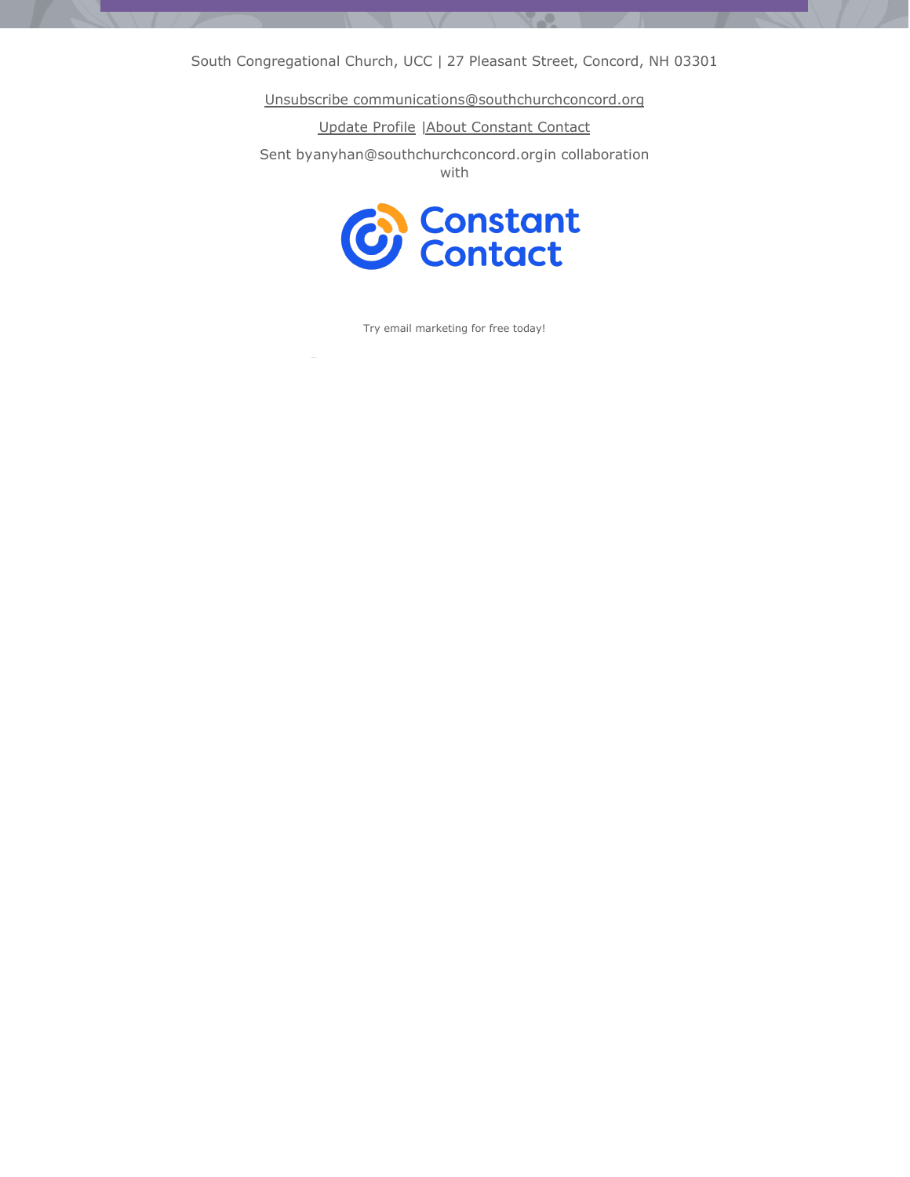South Congregational Church, UCC | 27 Pleasant Street, Concord, NH 03301

Unsubscribe communications@southchurchconcord.org

Update Profile |About Constant Contact

Sent byanyhan@southchurchconcord.orgin collaboration with

Constant Contact

Try email marketing for free today!